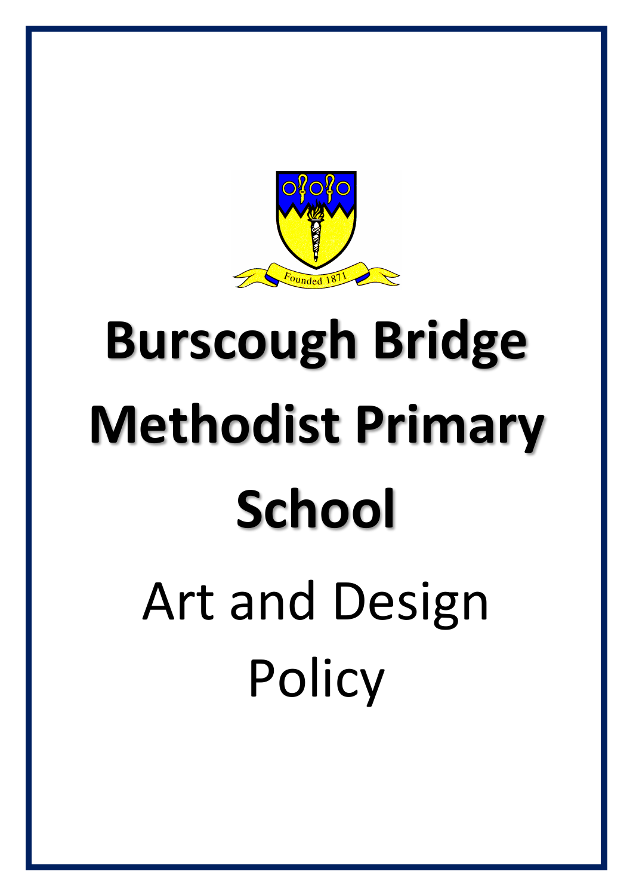# Burscough Bridge Methodist Primary School

## Art and Design Policy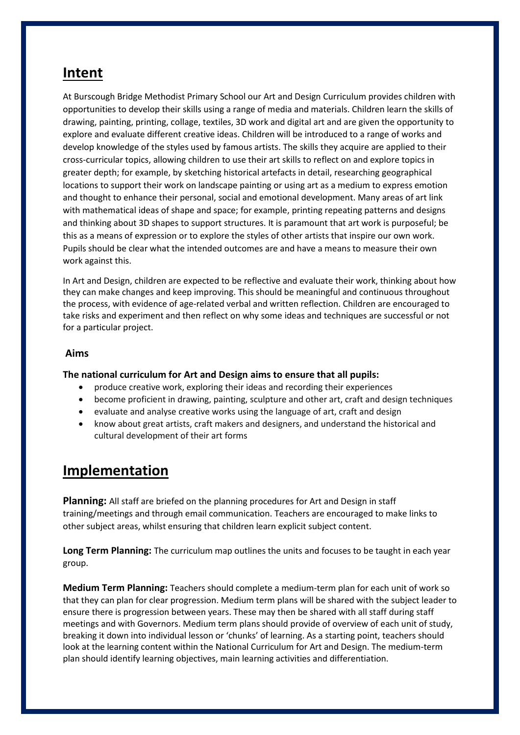## Intent

At Burscough Bridge Methodist Primary School our Art and Design Curriculum provides children with opportunities to develop their skills using a range of media and materials. Children learn the skills of drawing, painting, printing, collage, textiles, 3D work and digital art and are given the opportunity to explore and evaluate different creative ideas. Children will be introduced to a range of works and develop knowledge of the styles used by famous artists. The skills they acquire are applied to their cross-curricular topics, allowing children to use their art skills to reflect on and explore topics in greater depth; for example, by sketching historical artefacts in detail, researching geographical locations to support their work on landscape painting or using art as a medium to express emotion and thought to enhance their personal, social and emotional development. Many areas of art link with mathematical ideas of shape and space; for example, printing repeating patterns and designs and thinking about 3D shapes to support structures. It is paramount that art work is purposeful; be this as a means of expression or to explore the styles of other artists that inspire our own work. Pupils should be clear what the intended outcomes are and have a means to measure their own work against this.

In Art and Design, children are expected to be reflective and evaluate their work, thinking about how they can make changes and keep improving. This should be meaningful and continuous throughout the process, with evidence of age-related verbal and written reflection. Children are encouraged to take risks and experiment and then reflect on why some ideas and techniques are successful or not for a particular project.

### Aims

**The national curriculum for Art and Design aims to ensure that all pupils:**

- produce creative work, exploring their ideas and recording their experiences
- become proficient in drawing, painting, sculpture and other art, craft and design techniques
- evaluate and analyse creative works using the language of art, craft and design
- know about great artists, craft makers and designers, and understand the historical and cultural development of their art forms

## Implementation

**Planning:** All staff are briefed on the planning procedures for Art and Design in staff training/meetings and through email communication. Teachers are encouraged to make links to other subject areas, whilst ensuring that children learn explicit subject content.

**Long Term Planning:** The curriculum map outlines the units and focuses to be taught in each year group.

**Medium Term Planning:** Teachers should complete a medium-term plan for each unit of work so that they can plan for clear progression. Medium term plans will be shared with the subject leader to ensure there is progression between years. These may then be shared with all staff during staff meetings and with Governors. Medium term plans should provide of overview of each unit of study, breaking it down into individual lesson or 'chunks' of learning. As a starting point, teachers should look at the learning content within the National Curriculum for Art and Design. The medium-term plan should identify learning objectives, main learning activities and differentiation.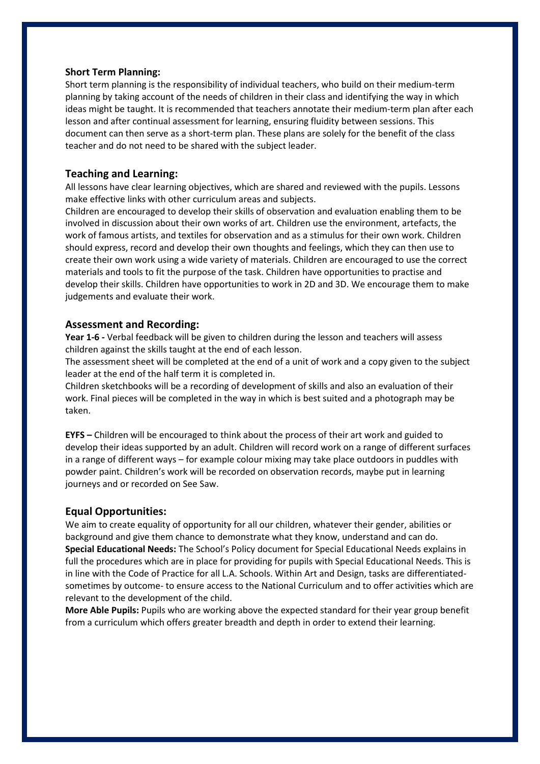**Short Term Planning:**

Short term planning is the responsibility of individual teachers, who build on their medium-term planning by taking account of the needs of children in their class and identifying the way in which ideas might be taught. It is recommended that teachers annotate their medium-term plan after each lesson and after continual assessment for learning, ensuring fluidity between sessions. This document can then serve as a short-term plan. These plans are solely for the benefit of the class teacher and do not need to be shared with the subject leader.

## Teaching and Learning:

All lessons have clear learning objectives, which are shared and reviewed with the pupils. Lessons make effective links with other curriculum areas and subjects.

Children are encouraged to develop their skills of observation and evaluation enabling them to be involved in discussion about their own works of art. Children use the environment, artefacts, the work of famous artists, and textiles for observation and as a stimulus for their own work. Children should express, record and develop their own thoughts and feelings, which they can then use to create their own work using a wide variety of materials. Children are encouraged to use the correct materials and tools to fit the purpose of the task. Children have opportunities to practise and develop their skills. Children have opportunities to work in 2D and 3D. We encourage them to make judgements and evaluate their work.

## Assessment and Recording:

**Year 1-6 -** Verbal feedback will be given to children during the lesson and teachers will assess children against the skills taught at the end of each lesson.

The assessment sheet will be completed at the end of a unit of work and a copy given to the subject leader at the end of the half term it is completed in.

Children sketchbooks will be a recording of development of skills and also an evaluation of their work. Final pieces will be completed in the way in which is best suited and a photograph may be taken.

**EYFS –** Children will be encouraged to think about the process of their art work and guided to develop their ideas supported by an adult. Children will record work on a range of different surfaces in a range of different ways – for example colour mixing may take place outdoors in puddles with powder paint. Children's work will be recorded on observation records, maybe put in learning journeys and or recorded on See Saw.

## Equal Opportunities:

We aim to create equality of opportunity for all our children, whatever their gender, abilities or background and give them chance to demonstrate what they know, understand and can do.

**Special Educational Needs:** The School's Policy document for Special Educational Needs explains in full the procedures which are in place for providing for pupils with Special Educational Needs. This is in line with the Code of Practice for all L.A. Schools. Within Art and Design, tasks are differentiated- sometimes by outcome- to ensure access to the National Curriculum and to offer activities which are relevant to the development of the child.

**More Able Pupils:** Pupils who are working above the expected standard for their year group benefit from a curriculum which offers greater breadth and depth in order to extend their learning.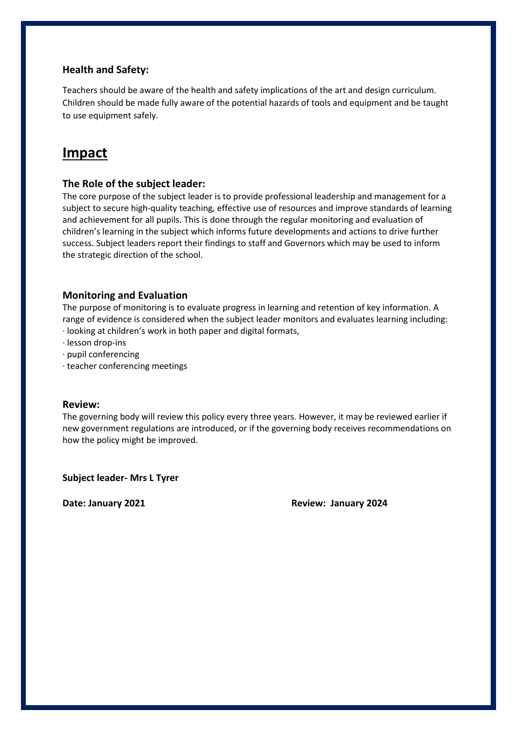### Health and Safety:

Teachers should be aware of the health and safety implications of the art and design curriculum. Children should be made fully aware of the potential hazards of tools and equipment and be taught to use equipment safely.

## Impact

### The Role of the subject leader:

The core purpose of the subject leader is to provide professional leadership and management for a subject to secure high-quality teaching, effective use of resources and improve standards of learning and achievement for all pupils. This is done through the regular monitoring and evaluation of children's learning in the subject which informs future developments and actions to drive further success. Subject leaders report their findings to staff and Governors which may be used to inform the strategic direction of the school.

### Monitoring and Evaluation

The purpose of monitoring is to evaluate progress in learning and retention of key information. A range of evidence is considered when the subject leader monitors and evaluates learning including:

- looking at children's work in both paper and digital formats,
- lesson drop-ins
- pupil conferencing
- teacher conferencing meetings

### Review:

The governing body will review this policy every three years. However, it may be reviewed earlier if new government regulations are introduced, or if the governing body receives recommendations on how the policy might be improved.

**Subject leader- Mrs L Tyrer**

**Date: January 2021** **Review: January 2024**